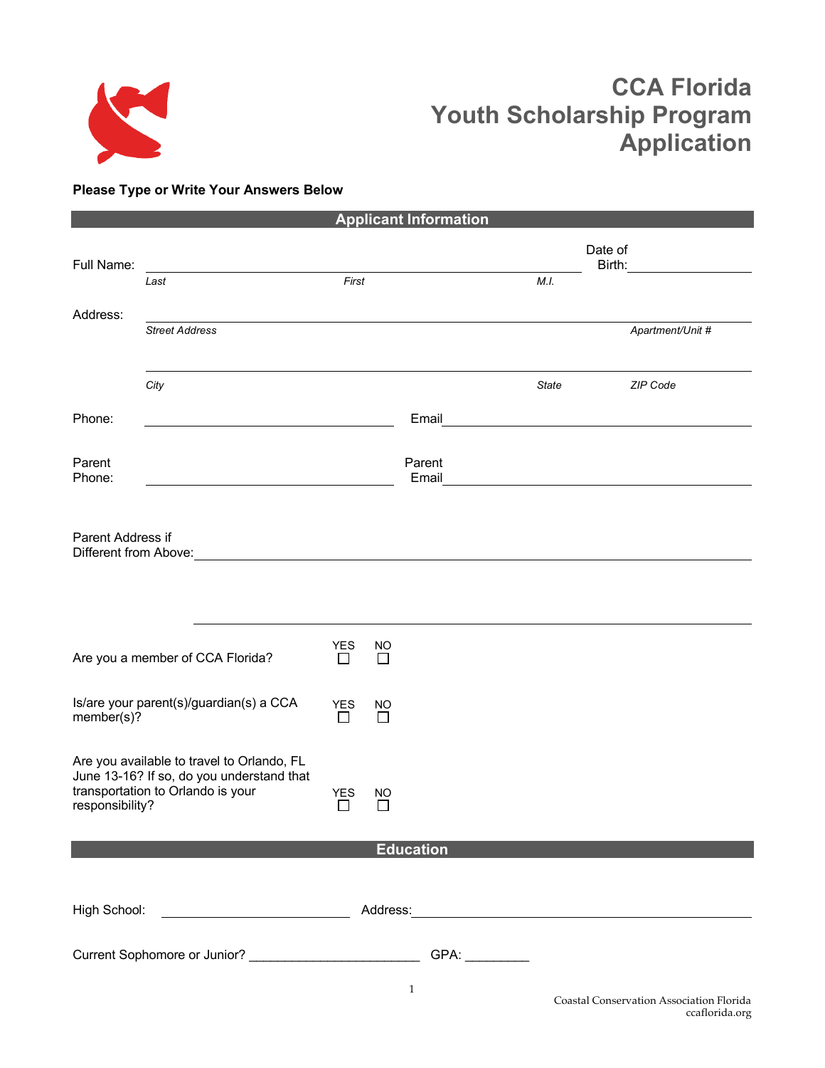# CCA Florida Youth Scholarship Program Application

**Please Type or Write Your Answers Below**

## Applicant Information

Full Name: ______________________________________________ Date of Birth: ______________

*Last* *First* *M.I.*

Address: ______________________________________________

*Street Address* *Apartment/Unit #*

______________________________________________

*City* *State* *ZIP Code*

Phone: ______________________ Email ______________________

Parent Phone: ______________________ Parent Email ______________________

Parent Address if Different from Above: ______________________________________________

______________________________________________

Are you a member of CCA Florida? YES ☐ NO ☐

Is/are your parent(s)/guardian(s) a CCA member(s)? YES ☐ NO ☐

Are you available to travel to Orlando, FL June 13-16? If so, do you understand that transportation to Orlando is your responsibility? YES ☐ NO ☐

## Education

High School: ______________________ Address: ______________________

Current Sophomore or Junior? ______________________ GPA: _________

Coastal Conservation Association Florida
ccaflorida.org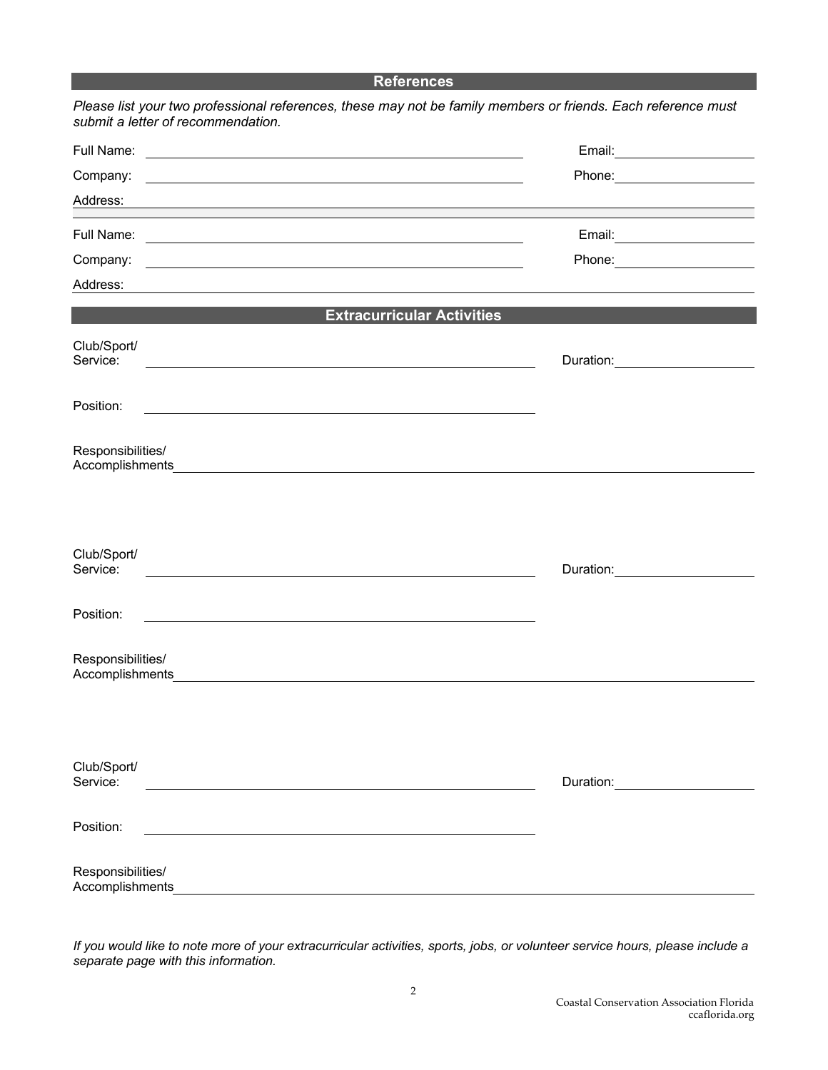## References

*Please list your two professional references, these may not be family members or friends. Each reference must submit a letter of recommendation.*

Full Name: ______________________________ Email: ______________

Company: ______________________________ Phone: ______________

Address: ______________________________________________

Full Name: ______________________________ Email: ______________

Company: ______________________________ Phone: ______________

Address: ______________________________________________

## Extracurricular Activities

Club/Sport/
Service: ______________________________ Duration: ______________

Position: ______________________________

Responsibilities/
Accomplishments ______________________________________________

Club/Sport/
Service: ______________________________ Duration: ______________

Position: ______________________________

Responsibilities/
Accomplishments ______________________________________________

Club/Sport/
Service: ______________________________ Duration: ______________

Position: ______________________________

Responsibilities/
Accomplishments ______________________________________________

*If you would like to note more of your extracurricular activities, sports, jobs, or volunteer service hours, please include a separate page with this information.*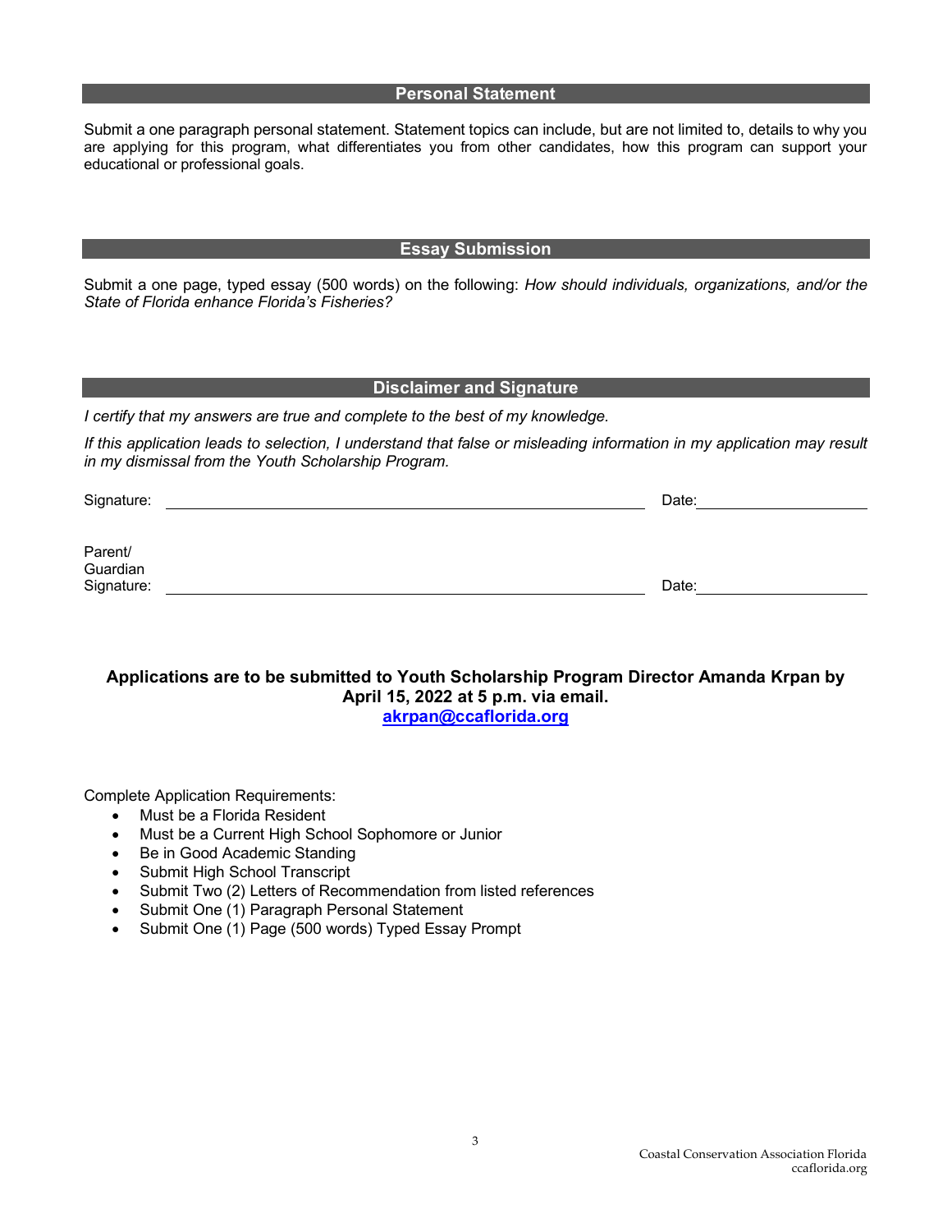## Personal Statement

Submit a one paragraph personal statement. Statement topics can include, but are not limited to, details to why you are applying for this program, what differentiates you from other candidates, how this program can support your educational or professional goals.

## Essay Submission

Submit a one page, typed essay (500 words) on the following: *How should individuals, organizations, and/or the State of Florida enhance Florida's Fisheries?*

## Disclaimer and Signature

*I certify that my answers are true and complete to the best of my knowledge.*

*If this application leads to selection, I understand that false or misleading information in my application may result in my dismissal from the Youth Scholarship Program.*

Signature: ______________________________ Date: ______________

Parent/
Guardian
Signature: ______________________________ Date: ______________

**Applications are to be submitted to Youth Scholarship Program Director Amanda Krpan by April 15, 2022 at 5 p.m. via email.**
**[akrpan@ccaflorida.org](mailto:akrpan@ccaflorida.org)**

Complete Application Requirements:

- Must be a Florida Resident
- Must be a Current High School Sophomore or Junior
- Be in Good Academic Standing
- Submit High School Transcript
- Submit Two (2) Letters of Recommendation from listed references
- Submit One (1) Paragraph Personal Statement
- Submit One (1) Page (500 words) Typed Essay Prompt